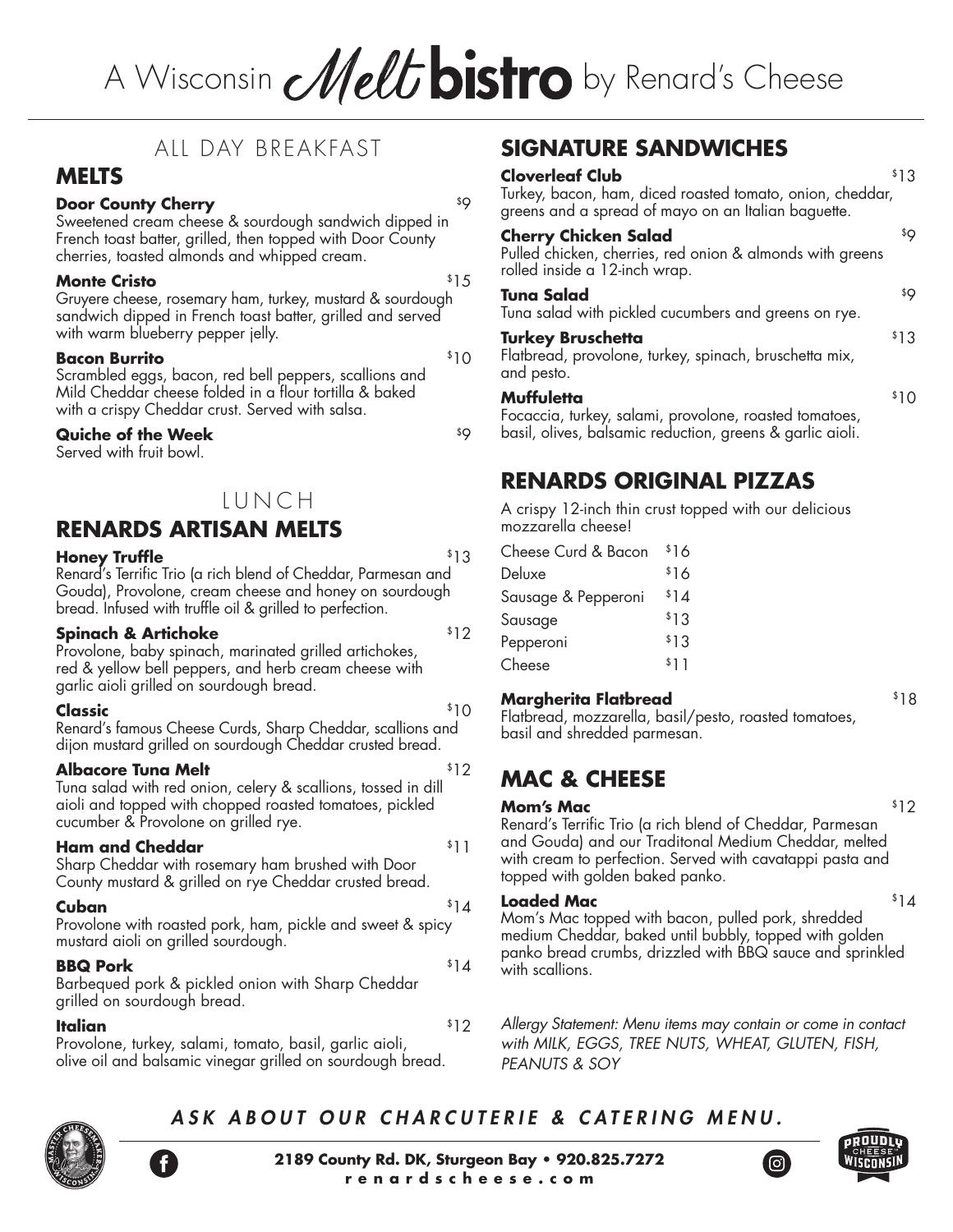# A Wisconsin Melt bistro by Renard's Cheese

## ALL DAY BREAKFAST

### MELTS

**Door County Cherry** $9
Sweetened cream cheese & sourdough sandwich dipped in French toast batter, grilled, then topped with Door County cherries, toasted almonds and whipped cream.

**Monte Cristo** $15
Gruyere cheese, rosemary ham, turkey, mustard & sourdough sandwich dipped in French toast batter, grilled and served with warm blueberry pepper jelly.

**Bacon Burrito** $10
Scrambled eggs, bacon, red bell peppers, scallions and Mild Cheddar cheese folded in a flour tortilla & baked with a crispy Cheddar crust. Served with salsa.

**Quiche of the Week** $9
Served with fruit bowl.

## LUNCH

### RENARDS ARTISAN MELTS

**Honey Truffle** $13
Renard's Terrific Trio (a rich blend of Cheddar, Parmesan and Gouda), Provolone, cream cheese and honey on sourdough bread. Infused with truffle oil & grilled to perfection.

**Spinach & Artichoke** $12
Provolone, baby spinach, marinated grilled artichokes, red & yellow bell peppers, and herb cream cheese with garlic aioli grilled on sourdough bread.

**Classic** $10
Renard's famous Cheese Curds, Sharp Cheddar, scallions and dijon mustard grilled on sourdough Cheddar crusted bread.

**Albacore Tuna Melt** $12
Tuna salad with red onion, celery & scallions, tossed in dill aioli and topped with chopped roasted tomatoes, pickled cucumber & Provolone on grilled rye.

**Ham and Cheddar** $11
Sharp Cheddar with rosemary ham brushed with Door County mustard & grilled on rye Cheddar crusted bread.

**Cuban** $14
Provolone with roasted pork, ham, pickle and sweet & spicy mustard aioli on grilled sourdough.

**BBQ Pork** $14
Barbequed pork & pickled onion with Sharp Cheddar grilled on sourdough bread.

**Italian** $12
Provolone, turkey, salami, tomato, basil, garlic aioli, olive oil and balsamic vinegar grilled on sourdough bread.

## SIGNATURE SANDWICHES

**Cloverleaf Club** $13
Turkey, bacon, ham, diced roasted tomato, onion, cheddar, greens and a spread of mayo on an Italian baguette.

**Cherry Chicken Salad** $9
Pulled chicken, cherries, red onion & almonds with greens rolled inside a 12-inch wrap.

**Tuna Salad** $9
Tuna salad with pickled cucumbers and greens on rye.

**Turkey Bruschetta** $13
Flatbread, provolone, turkey, spinach, bruschetta mix, and pesto.

**Muffuletta** $10
Focaccia, turkey, salami, provolone, roasted tomatoes, basil, olives, balsamic reduction, greens & garlic aioli.

## RENARDS ORIGINAL PIZZAS

A crispy 12-inch thin crust topped with our delicious mozzarella cheese!

| Pizza | Price |
|---|---|
| Cheese Curd & Bacon | $16 |
| Deluxe | $16 |
| Sausage & Pepperoni | $14 |
| Sausage | $13 |
| Pepperoni | $13 |
| Cheese | $11 |

**Margherita Flatbread** $18
Flatbread, mozzarella, basil/pesto, roasted tomatoes, basil and shredded parmesan.

## MAC & CHEESE

**Mom's Mac** $12
Renard's Terrific Trio (a rich blend of Cheddar, Parmesan and Gouda) and our Traditonal Medium Cheddar, melted with cream to perfection. Served with cavatappi pasta and topped with golden baked panko.

**Loaded Mac** $14
Mom's Mac topped with bacon, pulled pork, shredded medium Cheddar, baked until bubbly, topped with golden panko bread crumbs, drizzled with BBQ sauce and sprinkled with scallions.

*Allergy Statement: Menu items may contain or come in contact with MILK, EGGS, TREE NUTS, WHEAT, GLUTEN, FISH, PEANUTS & SOY*

***ASK ABOUT OUR CHARCUTERIE & CATERING MENU.***

**2189 County Rd. DK, Sturgeon Bay • 920.825.7272**
**renardscheese.com**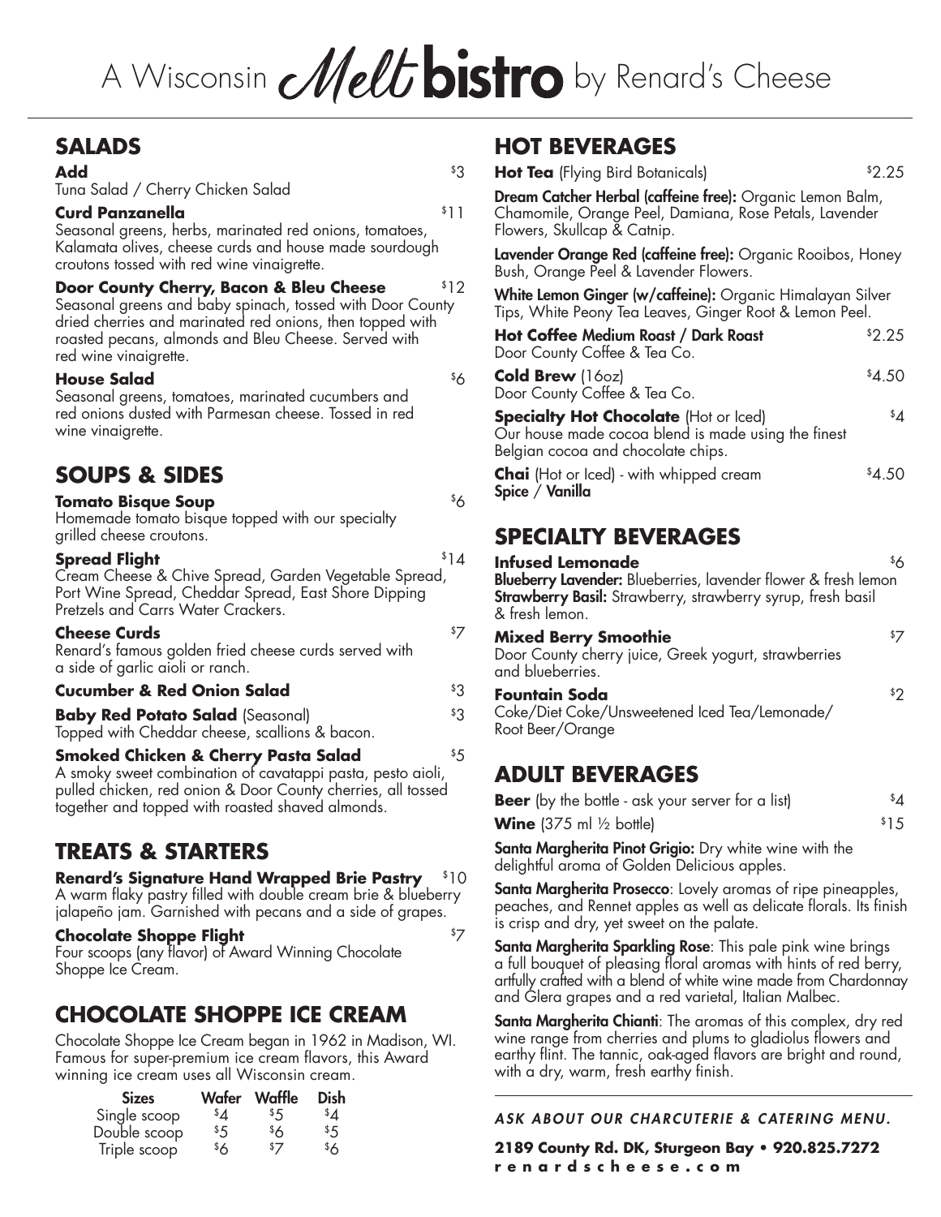# A Wisconsin *Melt* **bistro** by Renard's Cheese

## SALADS

**Add** $3
Tuna Salad / Cherry Chicken Salad

**Curd Panzanella** $11
Seasonal greens, herbs, marinated red onions, tomatoes, Kalamata olives, cheese curds and house made sourdough croutons tossed with red wine vinaigrette.

**Door County Cherry, Bacon & Bleu Cheese** $12
Seasonal greens and baby spinach, tossed with Door County dried cherries and marinated red onions, then topped with roasted pecans, almonds and Bleu Cheese. Served with red wine vinaigrette.

**House Salad** $6
Seasonal greens, tomatoes, marinated cucumbers and red onions dusted with Parmesan cheese. Tossed in red wine vinaigrette.

## SOUPS & SIDES

**Tomato Bisque Soup** $6
Homemade tomato bisque topped with our specialty grilled cheese croutons.

**Spread Flight** $14
Cream Cheese & Chive Spread, Garden Vegetable Spread, Port Wine Spread, Cheddar Spread, East Shore Dipping Pretzels and Carrs Water Crackers.

**Cheese Curds** $7
Renard's famous golden fried cheese curds served with a side of garlic aioli or ranch.

**Cucumber & Red Onion Salad** $3

**Baby Red Potato Salad** (Seasonal) $3
Topped with Cheddar cheese, scallions & bacon.

**Smoked Chicken & Cherry Pasta Salad** $5
A smoky sweet combination of cavatappi pasta, pesto aioli, pulled chicken, red onion & Door County cherries, all tossed together and topped with roasted shaved almonds.

## TREATS & STARTERS

**Renard's Signature Hand Wrapped Brie Pastry** $10
A warm flaky pastry filled with double cream brie & blueberry jalapeño jam. Garnished with pecans and a side of grapes.

**Chocolate Shoppe Flight** $7
Four scoops (any flavor) of Award Winning Chocolate Shoppe Ice Cream.

## CHOCOLATE SHOPPE ICE CREAM

Chocolate Shoppe Ice Cream began in 1962 in Madison, WI. Famous for super-premium ice cream flavors, this Award winning ice cream uses all Wisconsin cream.

| Sizes | Wafer | Waffle | Dish |
|---|---|---|---|
| Single scoop | $4 | $5 | $4 |
| Double scoop | $5 | $6 | $5 |
| Triple scoop | $6 | $7 | $6 |

## HOT BEVERAGES

**Hot Tea** (Flying Bird Botanicals) $2.25

**Dream Catcher Herbal (caffeine free):** Organic Lemon Balm, Chamomile, Orange Peel, Damiana, Rose Petals, Lavender Flowers, Skullcap & Catnip.

**Lavender Orange Red (caffeine free):** Organic Rooibos, Honey Bush, Orange Peel & Lavender Flowers.

**White Lemon Ginger (w/caffeine):** Organic Himalayan Silver Tips, White Peony Tea Leaves, Ginger Root & Lemon Peel.

**Hot Coffee Medium Roast / Dark Roast** $2.25
Door County Coffee & Tea Co.

**Cold Brew** (16oz) $4.50
Door County Coffee & Tea Co.

**Specialty Hot Chocolate** (Hot or Iced) $4
Our house made cocoa blend is made using the finest Belgian cocoa and chocolate chips.

**Chai** (Hot or Iced) - with whipped cream $4.50
**Spice / Vanilla**

## SPECIALTY BEVERAGES

**Infused Lemonade** $6
**Blueberry Lavender:** Blueberries, lavender flower & fresh lemon
**Strawberry Basil:** Strawberry, strawberry syrup, fresh basil & fresh lemon.

**Mixed Berry Smoothie** $7
Door County cherry juice, Greek yogurt, strawberries and blueberries.

**Fountain Soda** $2
Coke/Diet Coke/Unsweetened Iced Tea/Lemonade/Root Beer/Orange

## ADULT BEVERAGES

**Beer** (by the bottle - ask your server for a list) $4

**Wine** (375 ml ½ bottle) $15

**Santa Margherita Pinot Grigio:** Dry white wine with the delightful aroma of Golden Delicious apples.

**Santa Margherita Prosecco**: Lovely aromas of ripe pineapples, peaches, and Rennet apples as well as delicate florals. Its finish is crisp and dry, yet sweet on the palate.

**Santa Margherita Sparkling Rose**: This pale pink wine brings a full bouquet of pleasing floral aromas with hints of red berry, artfully crafted with a blend of white wine made from Chardonnay and Glera grapes and a red varietal, Italian Malbec.

**Santa Margherita Chianti**: The aromas of this complex, dry red wine range from cherries and plums to gladiolus flowers and earthy flint. The tannic, oak-aged flavors are bright and round, with a dry, warm, fresh earthy finish.

*ASK ABOUT OUR CHARCUTERIE & CATERING MENU.*

**2189 County Rd. DK, Sturgeon Bay • 920.825.7272**
**renardscheese.com**